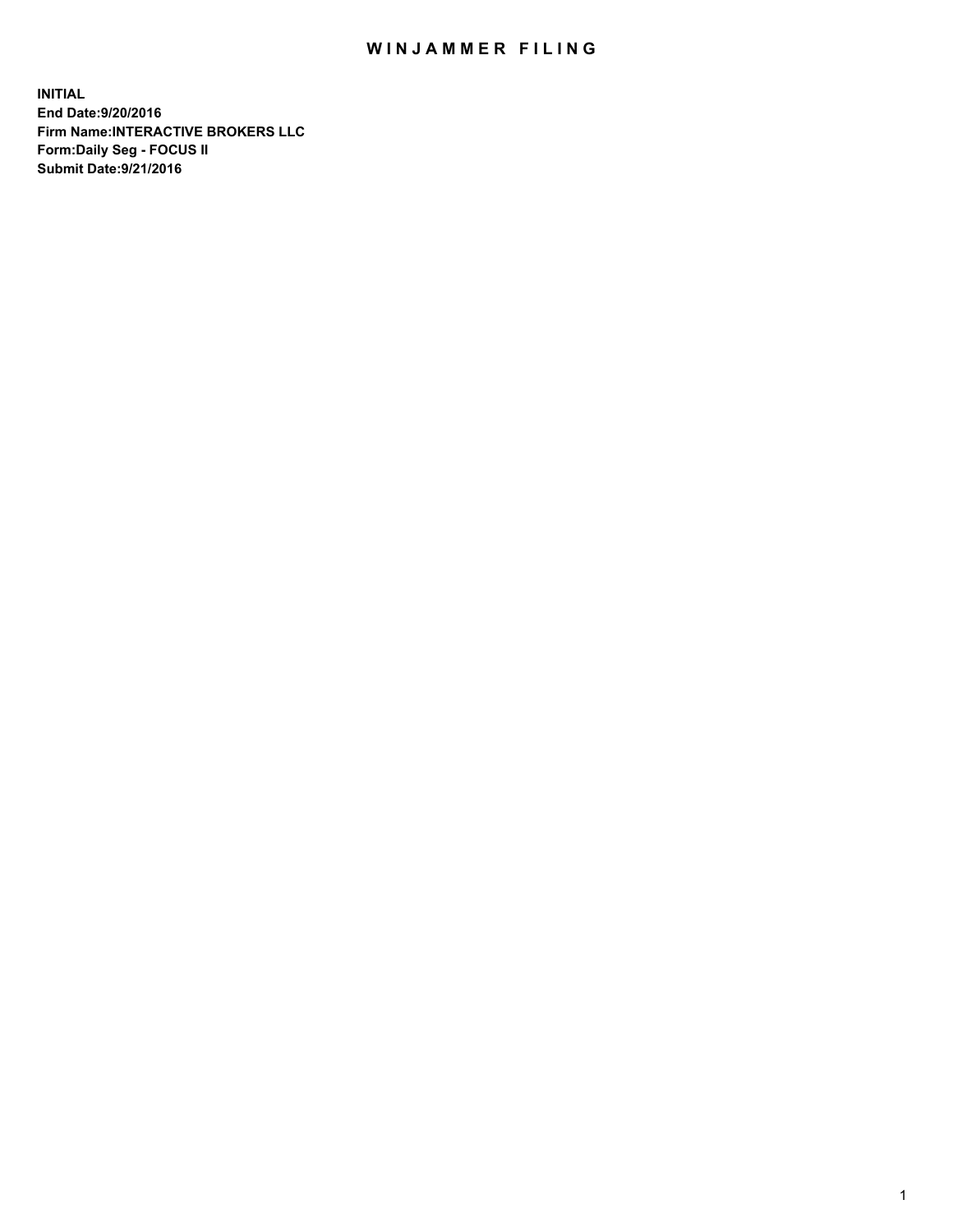# WINJAMMER FILING

**INITIAL**
**End Date:9/20/2016**
**Firm Name:INTERACTIVE BROKERS LLC**
**Form:Daily Seg - FOCUS II**
**Submit Date:9/21/2016**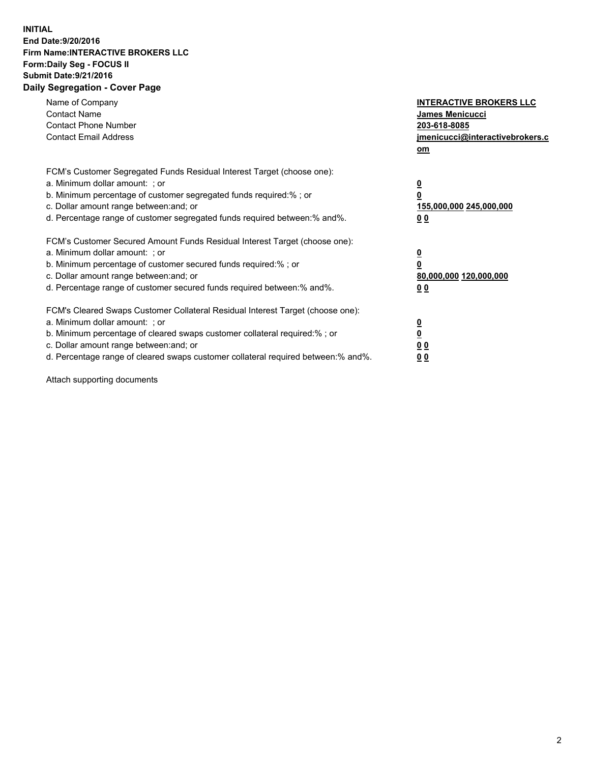**INITIAL**
**End Date:9/20/2016**
**Firm Name:INTERACTIVE BROKERS LLC**
**Form:Daily Seg - FOCUS II**
**Submit Date:9/21/2016**
**Daily Segregation - Cover Page**

| | |
|---|---|
| Name of Company | **INTERACTIVE BROKERS LLC** |
| Contact Name | **James Menicucci** |
| Contact Phone Number | **203-618-8085** |
| Contact Email Address | **jmenicucci@interactivebrokers.com** |

FCM's Customer Segregated Funds Residual Interest Target (choose one):

| | |
|---|---|
| a. Minimum dollar amount: ; or | **0** |
| b. Minimum percentage of customer segregated funds required:% ; or | **0** |
| c. Dollar amount range between:and; or | **155,000,000 245,000,000** |
| d. Percentage range of customer segregated funds required between:% and%. | **0 0** |

FCM's Customer Secured Amount Funds Residual Interest Target (choose one):

| | |
|---|---|
| a. Minimum dollar amount: ; or | **0** |
| b. Minimum percentage of customer secured funds required:% ; or | **0** |
| c. Dollar amount range between:and; or | **80,000,000 120,000,000** |
| d. Percentage range of customer secured funds required between:% and%. | **0 0** |

FCM's Cleared Swaps Customer Collateral Residual Interest Target (choose one):

| | |
|---|---|
| a. Minimum dollar amount: ; or | **0** |
| b. Minimum percentage of cleared swaps customer collateral required:% ; or | **0** |
| c. Dollar amount range between:and; or | **0 0** |
| d. Percentage range of cleared swaps customer collateral required between:% and%. | **0 0** |

Attach supporting documents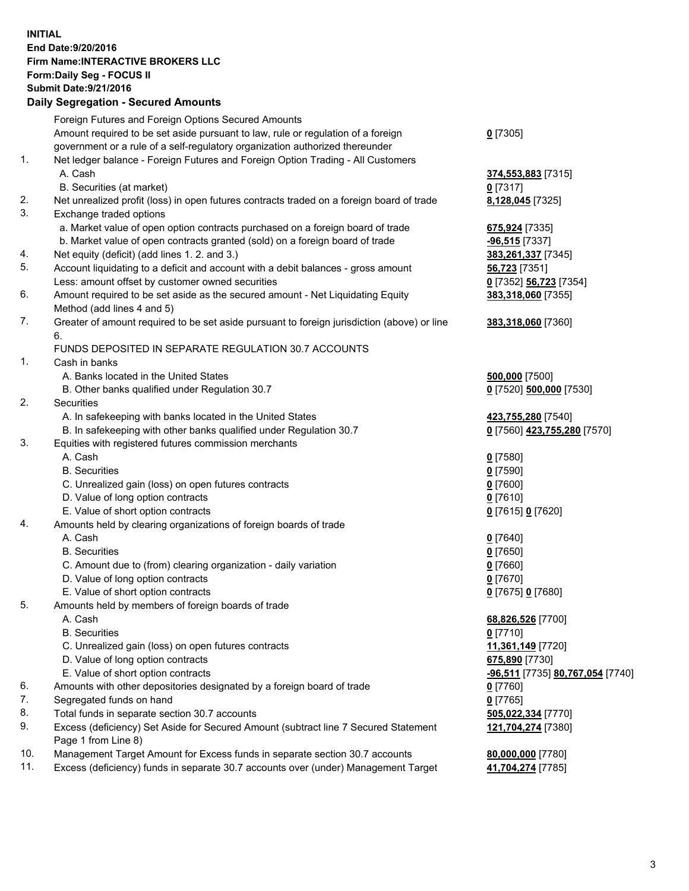**INITIAL**
**End Date:9/20/2016**
**Firm Name:INTERACTIVE BROKERS LLC**
**Form:Daily Seg - FOCUS II**
**Submit Date:9/21/2016**

## Daily Segregation - Secured Amounts

| | | |
|---|---|---|
| | Foreign Futures and Foreign Options Secured Amounts | |
| | Amount required to be set aside pursuant to law, rule or regulation of a foreign government or a rule of a self-regulatory organization authorized thereunder | **0** [7305] |
| 1. | Net ledger balance - Foreign Futures and Foreign Option Trading - All Customers | |
| | A. Cash | **374,553,883** [7315] |
| | B. Securities (at market) | **0** [7317] |
| 2. | Net unrealized profit (loss) in open futures contracts traded on a foreign board of trade | **8,128,045** [7325] |
| 3. | Exchange traded options | |
| | a. Market value of open option contracts purchased on a foreign board of trade | **675,924** [7335] |
| | b. Market value of open contracts granted (sold) on a foreign board of trade | **-96,515** [7337] |
| 4. | Net equity (deficit) (add lines 1. 2. and 3.) | **383,261,337** [7345] |
| 5. | Account liquidating to a deficit and account with a debit balances - gross amount | **56,723** [7351] |
| | Less: amount offset by customer owned securities | **0** [7352] **56,723** [7354] |
| 6. | Amount required to be set aside as the secured amount - Net Liquidating Equity Method (add lines 4 and 5) | **383,318,060** [7355] |
| 7. | Greater of amount required to be set aside pursuant to foreign jurisdiction (above) or line 6. | **383,318,060** [7360] |
| | FUNDS DEPOSITED IN SEPARATE REGULATION 30.7 ACCOUNTS | |
| 1. | Cash in banks | |
| | A. Banks located in the United States | **500,000** [7500] |
| | B. Other banks qualified under Regulation 30.7 | **0** [7520] **500,000** [7530] |
| 2. | Securities | |
| | A. In safekeeping with banks located in the United States | **423,755,280** [7540] |
| | B. In safekeeping with other banks qualified under Regulation 30.7 | **0** [7560] **423,755,280** [7570] |
| 3. | Equities with registered futures commission merchants | |
| | A. Cash | **0** [7580] |
| | B. Securities | **0** [7590] |
| | C. Unrealized gain (loss) on open futures contracts | **0** [7600] |
| | D. Value of long option contracts | **0** [7610] |
| | E. Value of short option contracts | **0** [7615] **0** [7620] |
| 4. | Amounts held by clearing organizations of foreign boards of trade | |
| | A. Cash | **0** [7640] |
| | B. Securities | **0** [7650] |
| | C. Amount due to (from) clearing organization - daily variation | **0** [7660] |
| | D. Value of long option contracts | **0** [7670] |
| | E. Value of short option contracts | **0** [7675] **0** [7680] |
| 5. | Amounts held by members of foreign boards of trade | |
| | A. Cash | **68,826,526** [7700] |
| | B. Securities | **0** [7710] |
| | C. Unrealized gain (loss) on open futures contracts | **11,361,149** [7720] |
| | D. Value of long option contracts | **675,890** [7730] |
| | E. Value of short option contracts | **-96,511** [7735] **80,767,054** [7740] |
| 6. | Amounts with other depositories designated by a foreign board of trade | **0** [7760] |
| 7. | Segregated funds on hand | **0** [7765] |
| 8. | Total funds in separate section 30.7 accounts | **505,022,334** [7770] |
| 9. | Excess (deficiency) Set Aside for Secured Amount (subtract line 7 Secured Statement Page 1 from Line 8) | **121,704,274** [7380] |
| 10. | Management Target Amount for Excess funds in separate section 30.7 accounts | **80,000,000** [7780] |
| 11. | Excess (deficiency) funds in separate 30.7 accounts over (under) Management Target | **41,704,274** [7785] |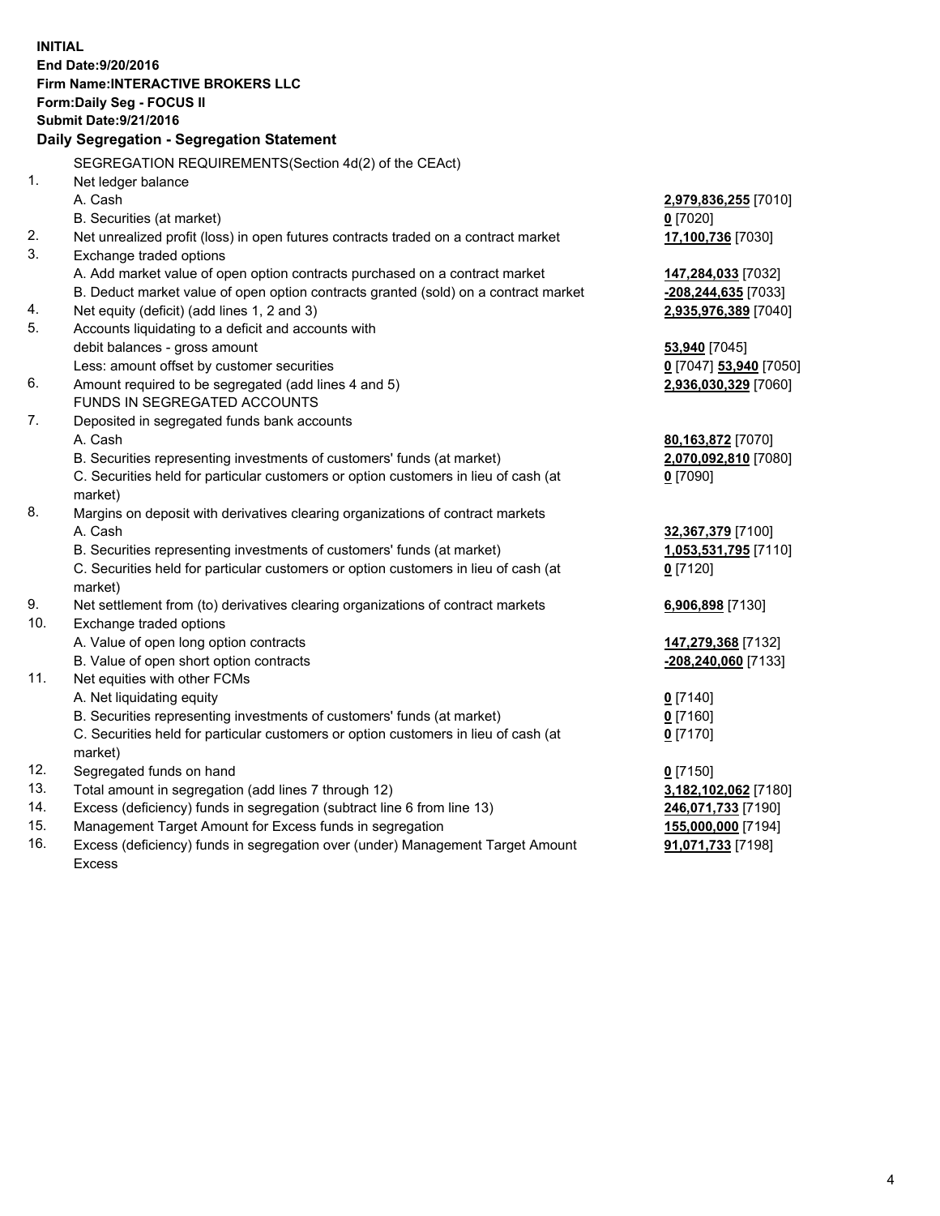**INITIAL**
**End Date:9/20/2016**
**Firm Name:INTERACTIVE BROKERS LLC**
**Form:Daily Seg - FOCUS II**
**Submit Date:9/21/2016**

**Daily Segregation - Segregation Statement**

SEGREGATION REQUIREMENTS(Section 4d(2) of the CEAct)

| | | |
|---|---|---|
| 1. | Net ledger balance | |
| | A. Cash | **2,979,836,255** [7010] |
| | B. Securities (at market) | **0** [7020] |
| 2. | Net unrealized profit (loss) in open futures contracts traded on a contract market | **17,100,736** [7030] |
| 3. | Exchange traded options | |
| | A. Add market value of open option contracts purchased on a contract market | **147,284,033** [7032] |
| | B. Deduct market value of open option contracts granted (sold) on a contract market | **-208,244,635** [7033] |
| 4. | Net equity (deficit) (add lines 1, 2 and 3) | **2,935,976,389** [7040] |
| 5. | Accounts liquidating to a deficit and accounts with | |
| | debit balances - gross amount | **53,940** [7045] |
| | Less: amount offset by customer securities | **0** [7047] **53,940** [7050] |
| 6. | Amount required to be segregated (add lines 4 and 5) | **2,936,030,329** [7060] |
| | FUNDS IN SEGREGATED ACCOUNTS | |
| 7. | Deposited in segregated funds bank accounts | |
| | A. Cash | **80,163,872** [7070] |
| | B. Securities representing investments of customers' funds (at market) | **2,070,092,810** [7080] |
| | C. Securities held for particular customers or option customers in lieu of cash (at market) | **0** [7090] |
| 8. | Margins on deposit with derivatives clearing organizations of contract markets | |
| | A. Cash | **32,367,379** [7100] |
| | B. Securities representing investments of customers' funds (at market) | **1,053,531,795** [7110] |
| | C. Securities held for particular customers or option customers in lieu of cash (at market) | **0** [7120] |
| 9. | Net settlement from (to) derivatives clearing organizations of contract markets | **6,906,898** [7130] |
| 10. | Exchange traded options | |
| | A. Value of open long option contracts | **147,279,368** [7132] |
| | B. Value of open short option contracts | **-208,240,060** [7133] |
| 11. | Net equities with other FCMs | |
| | A. Net liquidating equity | **0** [7140] |
| | B. Securities representing investments of customers' funds (at market) | **0** [7160] |
| | C. Securities held for particular customers or option customers in lieu of cash (at market) | **0** [7170] |
| 12. | Segregated funds on hand | **0** [7150] |
| 13. | Total amount in segregation (add lines 7 through 12) | **3,182,102,062** [7180] |
| 14. | Excess (deficiency) funds in segregation (subtract line 6 from line 13) | **246,071,733** [7190] |
| 15. | Management Target Amount for Excess funds in segregation | **155,000,000** [7194] |
| 16. | Excess (deficiency) funds in segregation over (under) Management Target Amount Excess | **91,071,733** [7198] |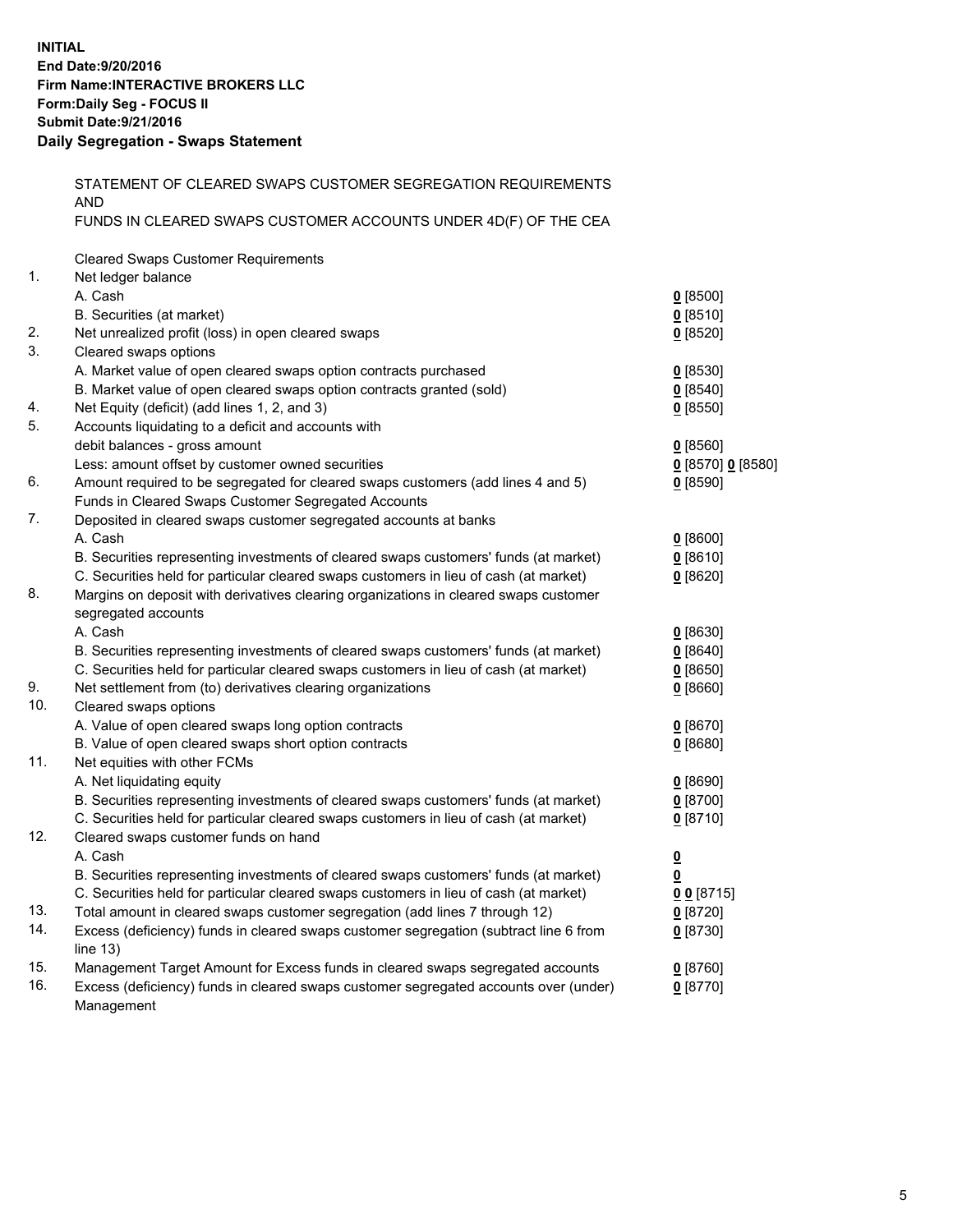**INITIAL**
**End Date:9/20/2016**
**Firm Name:INTERACTIVE BROKERS LLC**
**Form:Daily Seg - FOCUS II**
**Submit Date:9/21/2016**
**Daily Segregation - Swaps Statement**

STATEMENT OF CLEARED SWAPS CUSTOMER SEGREGATION REQUIREMENTS AND FUNDS IN CLEARED SWAPS CUSTOMER ACCOUNTS UNDER 4D(F) OF THE CEA

| | | |
|---|---|---|
| | Cleared Swaps Customer Requirements | |
| 1. | Net ledger balance | |
| | A. Cash | 0 [8500] |
| | B. Securities (at market) | 0 [8510] |
| 2. | Net unrealized profit (loss) in open cleared swaps | 0 [8520] |
| 3. | Cleared swaps options | |
| | A. Market value of open cleared swaps option contracts purchased | 0 [8530] |
| | B. Market value of open cleared swaps option contracts granted (sold) | 0 [8540] |
| 4. | Net Equity (deficit) (add lines 1, 2, and 3) | 0 [8550] |
| 5. | Accounts liquidating to a deficit and accounts with debit balances - gross amount | 0 [8560] |
| | Less: amount offset by customer owned securities | 0 [8570] 0 [8580] |
| 6. | Amount required to be segregated for cleared swaps customers (add lines 4 and 5) | 0 [8590] |
| | Funds in Cleared Swaps Customer Segregated Accounts | |
| 7. | Deposited in cleared swaps customer segregated accounts at banks | |
| | A. Cash | 0 [8600] |
| | B. Securities representing investments of cleared swaps customers' funds (at market) | 0 [8610] |
| | C. Securities held for particular cleared swaps customers in lieu of cash (at market) | 0 [8620] |
| 8. | Margins on deposit with derivatives clearing organizations in cleared swaps customer segregated accounts | |
| | A. Cash | 0 [8630] |
| | B. Securities representing investments of cleared swaps customers' funds (at market) | 0 [8640] |
| | C. Securities held for particular cleared swaps customers in lieu of cash (at market) | 0 [8650] |
| 9. | Net settlement from (to) derivatives clearing organizations | 0 [8660] |
| 10. | Cleared swaps options | |
| | A. Value of open cleared swaps long option contracts | 0 [8670] |
| | B. Value of open cleared swaps short option contracts | 0 [8680] |
| 11. | Net equities with other FCMs | |
| | A. Net liquidating equity | 0 [8690] |
| | B. Securities representing investments of cleared swaps customers' funds (at market) | 0 [8700] |
| | C. Securities held for particular cleared swaps customers in lieu of cash (at market) | 0 [8710] |
| 12. | Cleared swaps customer funds on hand | |
| | A. Cash | 0 |
| | B. Securities representing investments of cleared swaps customers' funds (at market) | 0 |
| | C. Securities held for particular cleared swaps customers in lieu of cash (at market) | 0 0 [8715] |
| 13. | Total amount in cleared swaps customer segregation (add lines 7 through 12) | 0 [8720] |
| 14. | Excess (deficiency) funds in cleared swaps customer segregation (subtract line 6 from line 13) | 0 [8730] |
| 15. | Management Target Amount for Excess funds in cleared swaps segregated accounts | 0 [8760] |
| 16. | Excess (deficiency) funds in cleared swaps customer segregated accounts over (under) Management | 0 [8770] |